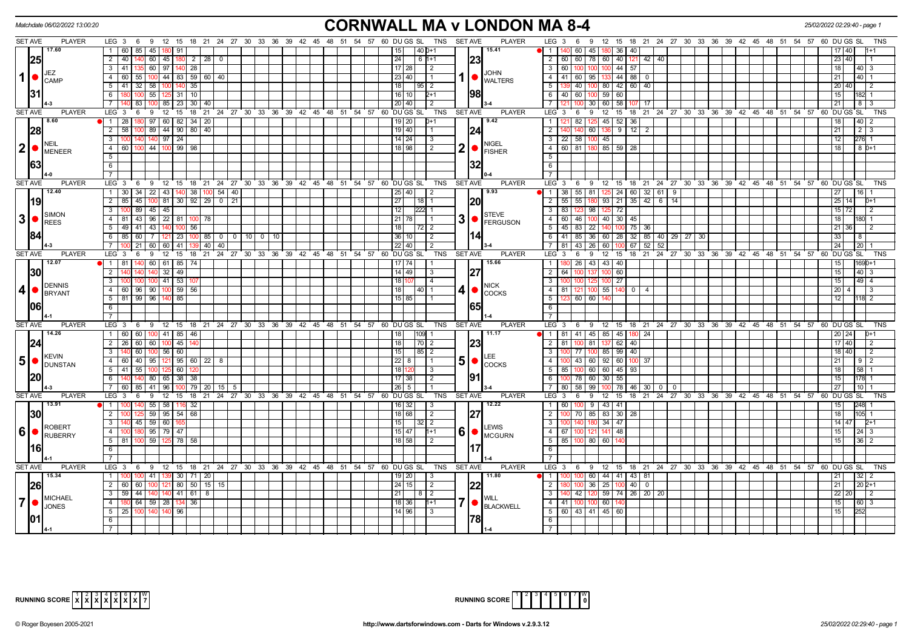Matchdate 06/02/2022 13:00:20

# CORNWALL MA v LONDON MA 8-4

25/02/2022 02:29:40 - page 1

## Set 1

**JEZ CAMP** — Set Ave 17.60 — 25.31 — 4-3

| LEG | Scores | DU | GS | SL | TNS |
|---|---|---|---|---|---|
| 1 | 60 85 45 180 91 | 15 | | 40 | 0+1 |
| 2 | 40 140 60 45 180 2 28 0 | 24 | | 6 | 1+1 |
| 3 | 41 135 60 97 140 28 | 17 | 28 | | 2 |
| 4 | 60 55 100 44 83 59 60 40 | 23 | 40 | | 1 |
| 5 | 41 32 58 100 140 35 | 18 | | 95 | 2 |
| 6 | 180 100 55 125 31 10 | 16 | 10 | | 2+1 |
| 7 | 140 83 100 85 23 30 40 | 20 | 40 | | 2 |

**JOHN WALTERS** — Set Ave 15.41 — 23.98 — 3-4

| LEG | Scores | DU | GS | SL | TNS |
|---|---|---|---|---|---|
| 1 | 140 60 45 180 36 40 | 17 | 40 | | 1+1 |
| 2 | 60 60 78 60 40 121 42 40 | 23 | 40 | | 1 |
| 3 | 60 100 100 100 44 57 | 18 | | 40 | 3 |
| 4 | 41 60 95 133 44 88 0 | 21 | | 40 | 1 |
| 5 | 139 40 100 80 42 60 40 | 20 | 40 | | 2 |
| 6 | 40 60 100 59 60 | 15 | | 182 | 1 |
| 7 | 121 100 30 60 58 107 17 | 21 | | 8 | 3 |

## Set 2

**NEIL MENEER** — Set Ave 8.60 — 28.63 — 4-0

| LEG | Scores | DU | GS | SL | TNS |
|---|---|---|---|---|---|
| 1 | 28 180 97 60 82 34 20 | 19 | 20 | | 0+1 |
| 2 | 58 100 89 44 90 80 40 | 19 | 40 | | 1 |
| 3 | 100 140 140 97 24 | 14 | 24 | | 3 |
| 4 | 60 100 44 100 99 98 | 18 | 98 | | 2 |

**NIGEL FISHER** — Set Ave 9.42 — 24.32 — 0-4

| LEG | Scores | DU | GS | SL | TNS |
|---|---|---|---|---|---|
| 1 | 121 82 125 45 52 36 | 18 | | 40 | 2 |
| 2 | 140 140 60 135 9 12 2 | 21 | | 2 | 3 |
| 3 | 22 58 100 45 | 12 | | 276 | 1 |
| 4 | 60 81 180 85 59 28 | 18 | | 8 | 0+1 |

## Set 3

**SIMON REES** — Set Ave 12.40 — 19.84 — 4-3

| LEG | Scores | DU | GS | SL | TNS |
|---|---|---|---|---|---|
| 1 | 30 34 22 43 140 38 100 54 40 | 25 | 40 | | 2 |
| 2 | 85 45 100 81 30 92 29 0 21 | 27 | | 18 | 1 |
| 3 | 100 89 45 45 | 12 | | 222 | 1 |
| 4 | 81 43 96 22 81 100 78 | 21 | 78 | | 1 |
| 5 | 49 41 43 140 100 56 | 18 | | 72 | 2 |
| 6 | 85 60 7 121 23 100 85 0 0 10 0 10 | 36 | 10 | | 2 |
| 7 | 100 21 60 60 41 139 40 40 | 22 | 40 | | 2 |

**STEVE FERGUSON** — Set Ave 9.93 — 20.14 — 3-4

| LEG | Scores | DU | GS | SL | TNS |
|---|---|---|---|---|---|
| 1 | 38 55 81 125 24 60 32 61 9 | 27 | | 16 | 1 |
| 2 | 55 55 180 93 21 35 42 6 14 | 25 | 14 | | 0+1 |
| 3 | 83 123 98 125 72 | 15 | 72 | | 2 |
| 4 | 60 46 100 40 30 45 | 18 | | 180 | 1 |
| 5 | 45 83 22 140 100 75 36 | 21 | 36 | | 2 |
| 6 | 41 85 36 60 28 32 85 40 29 27 30 | 33 | | 8 | |
| 7 | 81 43 26 60 100 67 52 52 | 24 | | 20 | 1 |

## Set 4

**DENNIS BRYANT** — Set Ave 12.07 — 30.06 — 4-1

| LEG | Scores | DU | GS | SL | TNS |
|---|---|---|---|---|---|
| 1 | 81 140 60 61 85 74 | 17 | 74 | | 1 |
| 2 | 140 140 140 32 49 | 14 | 49 | | 3 |
| 3 | 100 100 100 41 53 107 | 18 | 107 | | 4 |
| 4 | 60 96 90 100 59 56 | 18 | | 40 | 1 |
| 5 | 81 99 96 140 85 | 15 | 85 | | 1 |

**NICK COCKS** — Set Ave 15.66 — 27.65 — 1-4

| LEG | Scores | DU | GS | SL | TNS |
|---|---|---|---|---|---|
| 1 | 180 26 43 43 40 | 15 | | 169 | 0+1 |
| 2 | 64 100 137 100 60 | 15 | | 40 | 3 |
| 3 | 100 100 125 100 27 | 15 | | 49 | 4 |
| 4 | 81 121 100 55 140 0 4 | 20 | 4 | | 3 |
| 5 | 123 60 60 140 | 12 | | 118 | 2 |

## Set 5

**KEVIN DUNSTAN** — Set Ave 14.26 — 24.20 — 4-3

| LEG | Scores | DU | GS | SL | TNS |
|---|---|---|---|---|---|
| 1 | 60 60 100 41 85 46 | 18 | | 109 | 1 |
| 2 | 26 60 60 100 45 140 | 18 | | 70 | 2 |
| 3 | 140 60 100 56 60 | 15 | | 85 | 2 |
| 4 | 60 40 95 121 95 60 22 8 | 22 | 8 | | 1 |
| 5 | 41 55 100 125 60 120 | 18 | 120 | | 3 |
| 6 | 140 140 80 65 38 38 | 17 | 38 | | 2 |
| 7 | 60 85 41 96 100 79 20 15 5 | 26 | 5 | | 1 |

**LEE COCKS** — Set Ave 11.17 — 23.91 — 3-4

| LEG | Scores | DU | GS | SL | TNS |
|---|---|---|---|---|---|
| 1 | 81 41 45 85 45 180 24 | 20 | 24 | | 0+1 |
| 2 | 81 100 81 137 62 40 | 17 | 40 | | 2 |
| 3 | 100 77 100 85 99 40 | 18 | 40 | | 2 |
| 4 | 100 43 60 92 60 100 37 | 21 | | 9 | 2 |
| 5 | 85 100 60 60 45 93 | 18 | | 58 | 1 |
| 6 | 100 78 60 30 55 | 15 | | 178 | 1 |
| 7 | 80 58 99 100 78 46 30 0 0 | 27 | | 10 | 1 |

## Set 6

**ROBERT RUBERRY** — Set Ave 13.91 — 30.16 — 4-1

| LEG | Scores | DU | GS | SL | TNS |
|---|---|---|---|---|---|
| 1 | 100 140 55 58 116 32 | 16 | 32 | | 3 |
| 2 | 100 125 59 95 54 68 | 18 | 68 | | 2 |
| 3 | 140 45 59 60 165 | 15 | | 32 | 2 |
| 4 | 100 180 95 79 47 | 15 | 47 | | 1+1 |
| 5 | 81 100 59 125 78 58 | 18 | 58 | | 2 |

**LEWIS MCGURN** — Set Ave 12.22 — 27.17 — 1-4

| LEG | Scores | DU | GS | SL | TNS |
|---|---|---|---|---|---|
| 1 | 60 100 9 43 41 | 15 | | 248 | 1 |
| 2 | 100 70 85 83 30 28 | 18 | | 105 | 1 |
| 3 | 100 140 180 34 47 | 14 | 47 | | 2+1 |
| 4 | 67 100 121 141 48 | 15 | | 24 | 3 |
| 5 | 85 100 80 60 140 | 15 | | 36 | 2 |

## Set 7

**MICHAEL JONES** — Set Ave 15.34 — 26.01 — 4-1

| LEG | Scores | DU | GS | SL | TNS |
|---|---|---|---|---|---|
| 1 | 100 100 41 139 30 71 20 | 19 | 20 | | 3 |
| 2 | 60 60 100 121 80 50 15 15 | 24 | 15 | | 2 |
| 3 | 59 44 140 140 41 61 8 | 21 | | 8 | 2 |
| 4 | 180 64 59 28 134 36 | 18 | 36 | | 1+1 |
| 5 | 25 100 140 140 96 | 14 | 96 | | 3 |

**WILL BLACKWELL** — Set Ave 11.80 — 22.78 — 1-4

| LEG | Scores | DU | GS | SL | TNS |
|---|---|---|---|---|---|
| 1 | 100 100 60 44 41 43 81 | 21 | | 32 | 2 |
| 2 | 180 100 36 25 100 40 0 | 21 | | 20 | 2+1 |
| 3 | 140 42 120 59 74 26 20 20 | 22 | 20 | | 2 |
| 4 | 41 100 100 60 140 | 15 | | 60 | 3 |
| 5 | 60 43 41 45 60 | 15 | | 252 | |

**RUNNING SCORE** (Cornwall): 1 X, 2 X, 3 X, 4 X, 5 X, 6 X, 7 X — W: 7

**RUNNING SCORE** (London): W: 0

© Roger Boyesen 2005-2021 — http://www.dartsforwindows.com - Darts for Windows v.2.9.3.12 — 25/02/2022 02:29:40 - page 1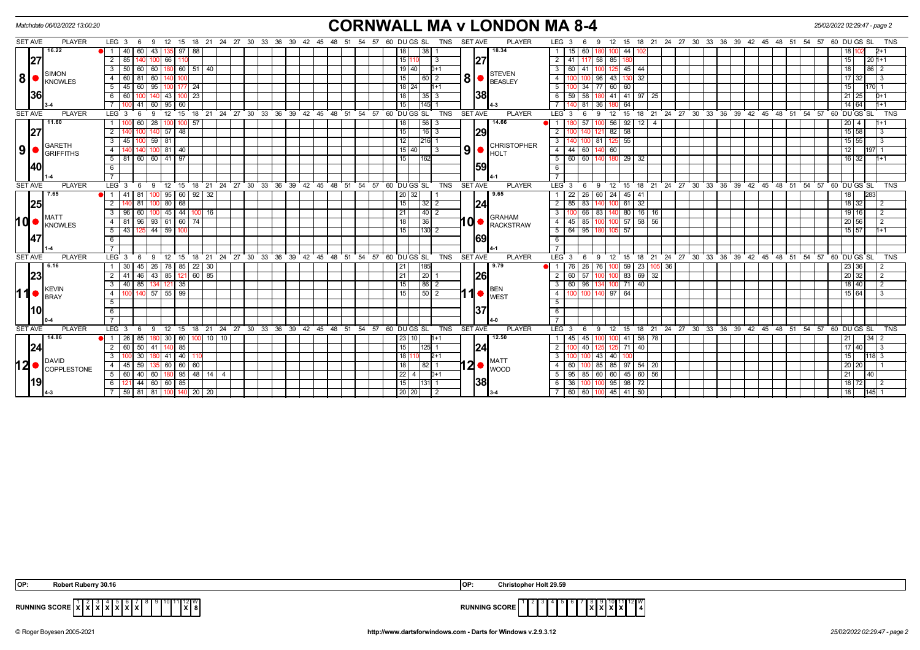Matchdate 06/02/2022 13:00:20

# CORNWALL MA v LONDON MA 8-4

25/02/2022 02:29:47 - page 2

| SET AVE | PLAYER | LEG | Scores | DU | GS | SL | TNS | SET AVE | PLAYER | LEG | Scores | DU | GS | SL | TNS |
|---|---|---|---|---|---|---|---|---|---|---|---|---|---|---|---|
| 8 | SIMON KNOWLES | 1 | 40 60 43 135 97 88 | 18 | | 38 | 1 | 8 | STEVEN BEASLEY | 1 | 15 60 180 100 44 102 | 18 | 102 | | 2+1 |
| 16.22 | | 2 | 85 140 100 66 110 | 15 | 110 | | 3 | 18.34 | | 2 | 41 117 58 85 180 | 15 | | 20 | 1+1 |
| 27 | | 3 | 50 60 60 180 60 51 40 | 19 | 40 | | 0+1 | 27 | | 3 | 60 41 100 125 45 44 | 18 | | 86 | 2 |
| 36 | | 4 | 60 81 60 140 100 | 15 | | 60 | 2 | 38 | | 4 | 100 100 96 43 130 32 | 17 | 32 | | 3 |
| 3-4 | | 5 | 45 60 95 100 177 24 | 18 | 24 | | 1+1 | 4-3 | | 5 | 100 34 77 60 60 | 15 | | 170 | 1 |
| | | 6 | 60 100 140 43 100 23 | 18 | | 35 | 3 | | | 6 | 59 58 180 41 41 97 25 | 21 | 25 | | 0+1 |
| | | 7 | 100 41 60 95 60 | 15 | | 145 | 1 | | | 7 | 140 81 36 180 64 | 14 | 64 | | 1+1 |
| 9 | GARETH GRIFFITHS | 1 | 100 60 28 100 100 57 | 18 | | 56 | 3 | 9 | CHRISTOPHER HOLT | 1 | 180 57 100 56 92 12 4 | 20 | 4 | | 1+1 |
| 11.60 | | 2 | 140 100 140 57 48 | 15 | | 16 | 3 | 14.66 | | 2 | 100 140 121 82 58 | 15 | 58 | | 3 |
| 27 | | 3 | 45 100 59 81 | 12 | | 216 | 1 | 29 | | 3 | 140 100 81 125 55 | 15 | 55 | | 3 |
| 40 | | 4 | 140 140 100 81 40 | 15 | 40 | | 3 | 59 | | 4 | 44 60 140 60 | 12 | | 197 | 1 |
| 1-4 | | 5 | 81 60 60 41 97 | 15 | | 162 | | 4-1 | | 5 | 60 60 140 180 29 32 | 16 | 32 | | 1+1 |
| 10 | MATT KNOWLES | 1 | 41 81 100 95 60 92 32 | 20 | 32 | | 1 | 10 | GRAHAM RACKSTRAW | 1 | 22 26 60 24 45 41 | 18 | | 283 | |
| 7.65 | | 2 | 140 81 100 80 68 | 15 | | 32 | 2 | 9.65 | | 2 | 85 83 140 100 61 32 | 18 | 32 | | 2 |
| 25 | | 3 | 96 60 100 45 44 100 16 | 21 | | 40 | 2 | 24 | | 3 | 100 66 83 140 80 16 16 | 19 | 16 | | 2 |
| 47 | | 4 | 81 96 93 61 60 74 | 18 | | 36 | | 69 | | 4 | 45 85 100 100 57 58 56 | 20 | 56 | | 2 |
| 1-4 | | 5 | 43 125 44 59 100 | 15 | | 130 | 2 | 4-1 | | 5 | 64 95 180 105 57 | 15 | 57 | | 1+1 |
| 11 | KEVIN BRAY | 1 | 30 45 26 78 85 22 30 | 21 | | 185 | | 11 | BEN WEST | 1 | 76 26 76 100 59 23 105 36 | 23 | 36 | | 2 |
| 6.16 | | 2 | 41 46 43 85 121 60 85 | 21 | | 20 | 1 | 9.79 | | 2 | 60 57 100 100 83 69 32 | 20 | 32 | | 2 |
| 23 | | 3 | 40 85 134 121 35 | 15 | | 86 | 2 | 26 | | 3 | 60 96 134 100 71 40 | 18 | 40 | | 2 |
| 10 | | 4 | 100 140 57 55 99 | 15 | | 50 | 2 | 37 | | 4 | 100 100 140 97 64 | 15 | 64 | | 3 |
| 0-4 | | | | | | | | 4-0 | | | | | | | |
| 12 | DAVID COPPLESTONE | 1 | 26 85 180 30 60 100 10 10 | 23 | 10 | | 1+1 | 12 | MATT WOOD | 1 | 45 45 100 100 41 58 78 | 21 | | 34 | 2 |
| 14.86 | | 2 | 60 50 41 140 85 | 15 | | 125 | 1 | 12.50 | | 2 | 100 40 125 125 71 40 | 17 | 40 | | 3 |
| 24 | | 3 | 100 30 180 41 40 110 | 18 | 110 | | 2+1 | 24 | | 3 | 100 100 43 40 100 | 15 | | 118 | 3 |
| 19 | | 4 | 45 59 135 60 60 60 | 18 | | 82 | 1 | 38 | | 4 | 60 100 85 85 97 54 20 | 20 | 20 | | 1 |
| 4-3 | | 5 | 60 40 60 180 95 48 14 4 | 22 | 4 | | 0+1 | 3-4 | | 5 | 95 85 60 60 45 60 56 | 21 | | 40 | |
| | | 6 | 121 44 60 60 85 | 15 | | 131 | 1 | | | 6 | 36 100 100 95 98 72 | 18 | 72 | | 2 |
| | | 7 | 59 81 81 100 140 20 20 | 20 | 20 | | 2 | | | 7 | 60 60 100 45 41 50 | 18 | | 145 | 1 |

OP: Robert Ruberry 30.16

OP: Christopher Holt 29.59

| RUNNING SCORE | 1 | 2 | 3 | 4 | 5 | 6 | 7 | 8 | 9 | 10 | 11 | 12 | W |
|---|---|---|---|---|---|---|---|---|---|---|---|---|---|
| Cornwall | X | X | X | X | X | X | X | | | | | X | 8 |
| London | | | | | | | | X | X | X | X | | 4 |

© Roger Boyesen 2005-2021 — http://www.dartsforwindows.com - Darts for Windows v.2.9.3.12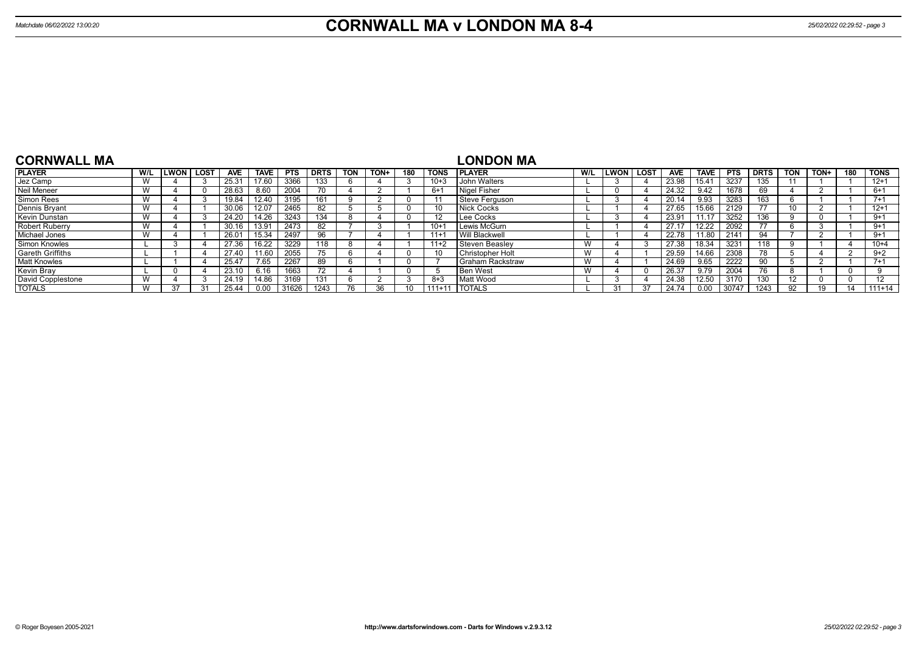# CORNWALL MA v LONDON MA 8-4

Matchdate 06/02/2022 13:00:20

## CORNWALL MA

| PLAYER | W/L | LWON | LOST | AVE | TAVE | PTS | DRTS | TON | TON+ | 180 | TONS |
|---|---|---|---|---|---|---|---|---|---|---|---|
| Jez Camp | W | 4 | 3 | 25.31 | 17.60 | 3366 | 133 | 6 | 4 | 3 | 10+3 |
| Neil Meneer | W | 4 | 0 | 28.63 | 8.60 | 2004 | 70 | 4 | 2 | 1 | 6+1 |
| Simon Rees | W | 4 | 3 | 19.84 | 12.40 | 3195 | 161 | 9 | 2 | 0 | 11 |
| Dennis Bryant | W | 4 | 1 | 30.06 | 12.07 | 2465 | 82 | 5 | 5 | 0 | 10 |
| Kevin Dunstan | W | 4 | 3 | 24.20 | 14.26 | 3243 | 134 | 8 | 4 | 0 | 12 |
| Robert Ruberry | W | 4 | 1 | 30.16 | 13.91 | 2473 | 82 | 7 | 3 | 1 | 10+1 |
| Michael Jones | W | 4 | 1 | 26.01 | 15.34 | 2497 | 96 | 7 | 4 | 1 | 11+1 |
| Simon Knowles | L | 3 | 4 | 27.36 | 16.22 | 3229 | 118 | 8 | 4 | 1 | 11+2 |
| Gareth Griffiths | L | 1 | 4 | 27.40 | 11.60 | 2055 | 75 | 6 | 4 | 0 | 10 |
| Matt Knowles | L | 1 | 4 | 25.47 | 7.65 | 2267 | 89 | 6 | 1 | 0 | 7 |
| Kevin Bray | L | 0 | 4 | 23.10 | 6.16 | 1663 | 72 | 4 | 1 | 0 | 5 |
| David Copplestone | W | 4 | 3 | 24.19 | 14.86 | 3169 | 131 | 6 | 2 | 3 | 8+3 |
| TOTALS | W | 37 | 31 | 25.44 | 0.00 | 31626 | 1243 | 76 | 36 | 10 | 111+11 |

## LONDON MA

| PLAYER | W/L | LWON | LOST | AVE | TAVE | PTS | DRTS | TON | TON+ | 180 | TONS |
|---|---|---|---|---|---|---|---|---|---|---|---|
| John Walters | L | 3 | 4 | 23.98 | 15.41 | 3237 | 135 | 11 | 1 | 1 | 12+1 |
| Nigel Fisher | L | 0 | 4 | 24.32 | 9.42 | 1678 | 69 | 4 | 2 | 1 | 6+1 |
| Steve Ferguson | L | 3 | 4 | 20.14 | 9.93 | 3283 | 163 | 6 | 1 | 1 | 7+1 |
| Nick Cocks | L | 1 | 4 | 27.65 | 15.66 | 2129 | 77 | 10 | 2 | 1 | 12+1 |
| Lee Cocks | L | 3 | 4 | 23.91 | 11.17 | 3252 | 136 | 9 | 0 | 1 | 9+1 |
| Lewis McGurn | L | 1 | 4 | 27.17 | 12.22 | 2092 | 77 | 6 | 3 | 1 | 9+1 |
| Will Blackwell | L | 1 | 4 | 22.78 | 11.80 | 2141 | 94 | 7 | 2 | 1 | 9+1 |
| Steven Beasley | W | 4 | 3 | 27.38 | 18.34 | 3231 | 118 | 9 | 1 | 4 | 10+4 |
| Christopher Holt | W | 4 | 1 | 29.59 | 14.66 | 2308 | 78 | 5 | 4 | 2 | 9+2 |
| Graham Rackstraw | W | 4 | 1 | 24.69 | 9.65 | 2222 | 90 | 5 | 2 | 1 | 7+1 |
| Ben West | W | 4 | 0 | 26.37 | 9.79 | 2004 | 76 | 8 | 1 | 0 | 9 |
| Matt Wood | L | 3 | 4 | 24.38 | 12.50 | 3170 | 130 | 12 | 0 | 0 | 12 |
| TOTALS | L | 31 | 37 | 24.74 | 0.00 | 30747 | 1243 | 92 | 19 | 14 | 111+14 |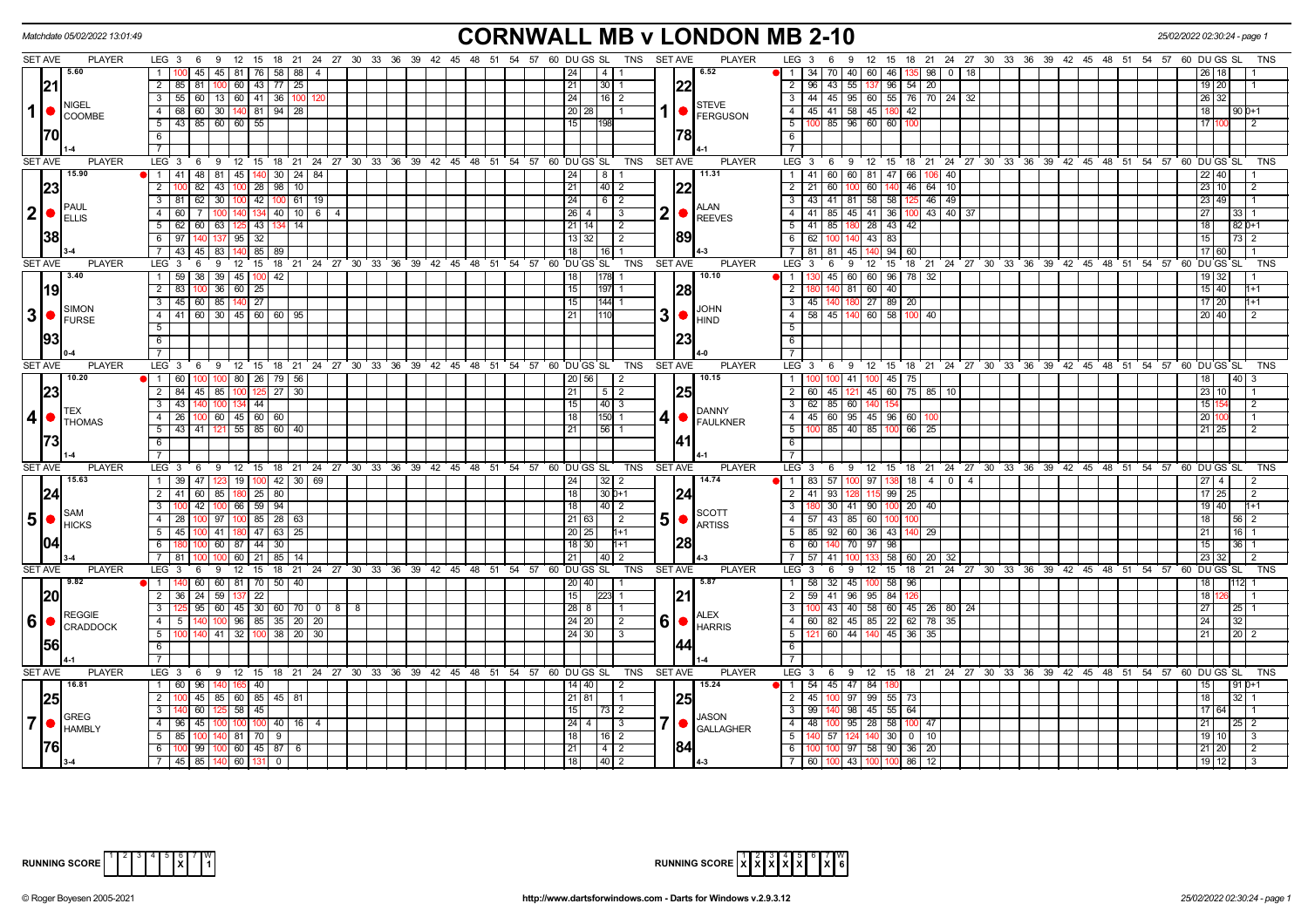# CORNWALL MB v LONDON MB 2-10

Matchdate 05/02/2022 13:01:49 — 25/02/2022 02:30:24

## Match 1

| SET AVE | PLAYER | LEG | Scores | DU | GS | SL | TNS | SET AVE | PLAYER | LEG | Scores | DU | GS | SL | TNS |
|---|---|---|---|---|---|---|---|---|---|---|---|---|---|---|---|
| 5.60 / 21.70 | NIGEL COOMBE (1-4) | 1 | 100 45 45 81 76 58 88 4 | 24 | | 4 | 1 | 6.52 / 22.78 | STEVE FERGUSON (4-1) | 1 | 34 70 40 60 46 135 96 0 18 | 26 | 18 | | 1 |
| | | 2 | 85 81 100 60 43 77 25 | 21 | | 30 | 1 | | | 2 | 96 43 55 137 96 54 20 | 19 | 20 | | 1 |
| | | 3 | 55 60 13 60 41 36 100 120 | 24 | | 16 | 2 | | | 3 | 44 45 95 60 55 76 70 24 32 | 26 | 32 | | |
| | | 4 | 68 60 30 140 81 94 28 | 20 | 28 | | 1 | | | 4 | 45 41 58 45 180 42 | 18 | | 90 | 0+1 |
| | | 5 | 43 85 60 60 55 | 15 | | 198 | | | | 5 | 100 85 96 60 60 100 | 17 | 100 | | 2 |

## Match 2

| SET AVE | PLAYER | LEG | Scores | DU | GS | SL | TNS | SET AVE | PLAYER | LEG | Scores | DU | GS | SL | TNS |
|---|---|---|---|---|---|---|---|---|---|---|---|---|---|---|---|
| 15.90 / 23.38 | PAUL ELLIS (3-4) | 1 | 41 48 81 45 140 30 24 84 | 24 | | 8 | 1 | 11.31 / 22.89 | ALAN REEVES (4-3) | 1 | 41 60 60 81 47 66 106 40 | 22 | 40 | | 1 |
| | | 2 | 100 82 43 100 28 98 10 | 21 | | 40 | 2 | | | 2 | 21 60 100 60 140 46 64 10 | 23 | 10 | | 2 |
| | | 3 | 81 62 30 100 42 100 61 19 | 24 | | 6 | 2 | | | 3 | 43 41 81 58 58 125 46 49 | 23 | 49 | | 1 |
| | | 4 | 60 7 100 140 134 40 10 6 4 | 26 | 4 | | 3 | | | 4 | 41 85 45 41 36 100 43 40 37 | 27 | | 33 | 1 |
| | | 5 | 62 60 63 125 43 134 14 | 21 | 14 | | 2 | | | 5 | 41 85 180 28 43 42 | 18 | | 82 | 0+1 |
| | | 6 | 97 140 137 95 32 | 13 | 32 | | 2 | | | 6 | 62 100 140 43 83 | 15 | | 73 | 2 |
| | | 7 | 43 45 83 140 85 89 | 18 | | 16 | 1 | | | 7 | 81 81 45 140 94 60 | 17 | 60 | | 1 |

## Match 3

| SET AVE | PLAYER | LEG | Scores | DU | GS | SL | TNS | SET AVE | PLAYER | LEG | Scores | DU | GS | SL | TNS |
|---|---|---|---|---|---|---|---|---|---|---|---|---|---|---|---|
| 3.40 / 19.93 | SIMON FURSE (0-4) | 1 | 59 38 39 45 100 42 | 18 | | 178 | 1 | 10.10 / 28.23 | JOHN HIND (4-0) | 1 | 130 45 60 60 96 78 32 | 19 | 32 | | 1 |
| | | 2 | 83 100 36 60 25 | 15 | | 197 | 1 | | | 2 | 180 140 81 60 40 | 15 | 40 | | 1+1 |
| | | 3 | 45 60 85 140 27 | 15 | | 144 | 1 | | | 3 | 45 140 180 27 89 20 | 17 | 20 | | 1+1 |
| | | 4 | 41 60 30 45 60 60 95 | 21 | | 110 | | | | 4 | 58 45 140 60 58 100 40 | 20 | 40 | | 2 |

## Match 4

| SET AVE | PLAYER | LEG | Scores | DU | GS | SL | TNS | SET AVE | PLAYER | LEG | Scores | DU | GS | SL | TNS |
|---|---|---|---|---|---|---|---|---|---|---|---|---|---|---|---|
| 10.20 / 23.73 | TEX THOMAS (1-4) | 1 | 60 100 100 80 26 79 56 | 20 | 56 | | 2 | 10.15 / 25.41 | DANNY FAULKNER (4-1) | 1 | 100 100 41 100 45 75 | 18 | | 40 | 3 |
| | | 2 | 84 45 85 100 125 27 30 | 21 | | 5 | 2 | | | 2 | 60 45 121 45 60 75 85 10 | 23 | 10 | | 1 |
| | | 3 | 43 140 100 134 44 | 15 | | 40 | 3 | | | 3 | 62 85 60 140 154 | 15 | 154 | | 2 |
| | | 4 | 26 100 60 45 60 60 | 18 | | 150 | 1 | | | 4 | 45 60 95 45 96 60 100 | 20 | 100 | | 1 |
| | | 5 | 43 41 121 55 85 60 40 | 21 | | 56 | 1 | | | 5 | 100 85 40 85 100 66 25 | 21 | 25 | | 2 |

## Match 5

| SET AVE | PLAYER | LEG | Scores | DU | GS | SL | TNS | SET AVE | PLAYER | LEG | Scores | DU | GS | SL | TNS |
|---|---|---|---|---|---|---|---|---|---|---|---|---|---|---|---|
| 15.63 / 24.04 | SAM HICKS (3-4) | 1 | 39 47 123 19 100 42 30 69 | 24 | | 32 | 2 | 14.74 / 24.28 | SCOTT ARTISS (4-3) | 1 | 83 57 100 97 138 18 4 0 4 | 27 | 4 | | 2 |
| | | 2 | 41 60 85 180 25 80 | 18 | | 30 | 0+1 | | | 2 | 41 93 128 115 99 25 | 17 | 25 | | 2 |
| | | 3 | 100 42 100 66 59 94 | 18 | | 40 | 2 | | | 3 | 180 30 41 90 100 20 40 | 19 | 40 | | 1+1 |
| | | 4 | 28 100 97 100 85 28 63 | 21 | 63 | | 2 | | | 4 | 57 43 85 60 100 100 | 18 | | 56 | 2 |
| | | 5 | 45 100 41 180 47 63 25 | 20 | 25 | | 1+1 | | | 5 | 85 92 60 36 43 140 29 | 21 | | 16 | 1 |
| | | 6 | 180 100 60 87 44 30 | 18 | 30 | | 1+1 | | | 6 | 60 140 70 97 98 | 15 | | 36 | 1 |
| | | 7 | 81 100 100 60 21 85 14 | 21 | | 40 | 2 | | | 7 | 57 41 100 133 58 60 20 32 | 23 | 32 | | 2 |

## Match 6

| SET AVE | PLAYER | LEG | Scores | DU | GS | SL | TNS | SET AVE | PLAYER | LEG | Scores | DU | GS | SL | TNS |
|---|---|---|---|---|---|---|---|---|---|---|---|---|---|---|---|
| 9.82 / 20.56 | REGGIE CRADDOCK (4-1) | 1 | 140 60 60 81 70 50 40 | 20 | 40 | | 1 | 5.87 / 21.44 | ALEX HARRIS (1-4) | 1 | 58 32 45 100 58 96 | 18 | | 112 | 1 |
| | | 2 | 36 24 59 137 22 | 15 | | 223 | 1 | | | 2 | 59 41 96 95 84 126 | 18 | 126 | | 1 |
| | | 3 | 125 95 60 45 30 60 70 0 8 8 | 28 | 8 | | 1 | | | 3 | 100 43 40 58 60 45 26 80 24 | 27 | | 25 | 1 |
| | | 4 | 5 140 100 96 85 35 20 20 | 24 | 20 | | 2 | | | 4 | 60 82 45 85 22 62 78 35 | 24 | | 32 | |
| | | 5 | 100 140 41 32 100 38 20 30 | 24 | 30 | | 3 | | | 5 | 121 60 44 140 45 36 35 | 21 | | 20 | 2 |

## Match 7

| SET AVE | PLAYER | LEG | Scores | DU | GS | SL | TNS | SET AVE | PLAYER | LEG | Scores | DU | GS | SL | TNS |
|---|---|---|---|---|---|---|---|---|---|---|---|---|---|---|---|
| 16.81 / 25.76 | GREG HAMBLY (3-4) | 1 | 60 96 140 165 40 | 14 | 40 | | 2 | 15.24 / 25.84 | JASON GALLAGHER (4-3) | 1 | 54 45 47 84 180 | 15 | | 91 | 0+1 |
| | | 2 | 100 45 85 60 85 45 81 | 21 | 81 | | 1 | | | 2 | 45 100 97 99 55 73 | 18 | | 32 | 1 |
| | | 3 | 140 60 125 58 45 | 15 | | 73 | 2 | | | 3 | 99 140 98 45 55 64 | 17 | 64 | | 1 |
| | | 4 | 96 45 100 100 100 40 16 4 | 24 | 4 | | 3 | | | 4 | 48 100 95 28 58 100 47 | 21 | | 25 | 2 |
| | | 5 | 85 100 140 81 70 9 | 18 | | 16 | 2 | | | 5 | 140 57 124 140 30 0 10 | 19 | 10 | | 3 |
| | | 6 | 100 99 100 60 45 87 6 | 21 | | 4 | 2 | | | 6 | 100 100 97 58 90 36 20 | 21 | 20 | | 2 |
| | | 7 | 45 85 140 60 131 0 | 18 | | 40 | 2 | | | 7 | 60 100 43 100 100 86 12 | 19 | 12 | | 3 |

RUNNING SCORE (Cornwall): 1 2 3 4 5 6 7 — X at 6 — W: 1

RUNNING SCORE (London): X X X X X · X — W: 6

© Roger Boyesen 2005-2021 — http://www.dartsforwindows.com - Darts for Windows v.2.9.3.12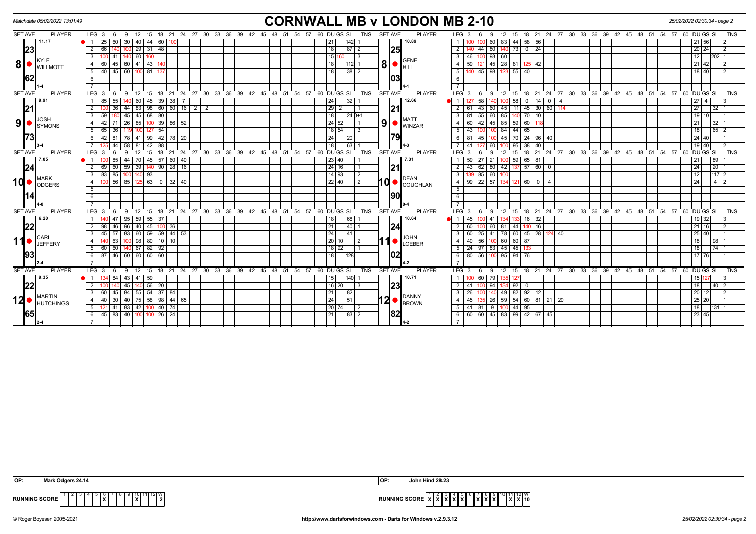Matchdate 05/02/2022 13:01:49

# CORNWALL MB v LONDON MB 2-10

25/02/2022 02:30:34 - page 2

| SET AVE | PLAYER | LEG | 3 | 6 | 9 | 12 | 15 | 18 | 21 | 24 | 27 | 30 | DU | GS | SL | TNS | SET AVE | PLAYER | LEG | 3 | 6 | 9 | 12 | 15 | 18 | 21 | 24 | 27 | 30 | DU | GS | SL | TNS |
|---|---|---|---|---|---|---|---|---|---|---|---|---|---|---|---|---|---|---|---|---|---|---|---|---|---|---|---|---|---|---|---|---|---|
| 11.17 | 8 KYLE WILLMOTT | 1 | 25 | 60 | 30 | 40 | 44 | 60 | 100 | | | | 21 | | 142 | 1 | 10.89 | 8 GENE HILL | 1 | 100 | 100 | 60 | 83 | 44 | 58 | 56 | | | | 21 | 56 | | 2 |
| 23 | | 2 | 66 | 140 | 100 | 29 | 31 | 48 | | | | | 18 | | 87 | 2 | 25 | | 2 | 140 | 44 | 80 | 140 | 73 | 0 | 24 | | | | 20 | 24 | | 2 |
| | | 3 | 100 | 41 | 140 | 60 | 160 | | | | | | 15 | 160 | | 3 | | | 3 | 46 | 100 | 93 | 60 | | | | | | | 12 | | 202 | 1 |
| | | 4 | 60 | 45 | 60 | 41 | 43 | 140 | | | | | 18 | | 112 | 1 | | | 4 | 59 | 121 | 45 | 28 | 81 | 125 | 42 | | | | 21 | 42 | | 2 |
| 62 | | 5 | 40 | 45 | 60 | 100 | 81 | 137 | | | | | 18 | | 38 | 2 | 03 | | 5 | 140 | 45 | 98 | 123 | 55 | 40 | | | | | 18 | 40 | | 2 |
| 1-4 | | 6 | | | | | | | | | | | | | | | 4-1 | | 6 | | | | | | | | | | | | | | |
| 9.91 | 9 JOSH SYMONS | 1 | 85 | 55 | 140 | 60 | 45 | 39 | 38 | 7 | | | 24 | | 32 | 1 | 12.66 | 9 MATT WINZAR | 1 | 127 | 58 | 140 | 100 | 58 | 0 | 14 | 0 | 4 | | 27 | 4 | | 3 |
| 21 | | 2 | 100 | 36 | 44 | 83 | 98 | 60 | 60 | 16 | 2 | 2 | 29 | 2 | | 1 | 21 | | 2 | 61 | 43 | 60 | 45 | 11 | 45 | 30 | 60 | 114 | | 27 | | 32 | 1 |
| | | 3 | 59 | 180 | 45 | 45 | 68 | 80 | | | | | 18 | | 24 | 0+1 | | | 3 | 81 | 55 | 60 | 85 | 140 | 70 | 10 | | | | 19 | 10 | | 1 |
| | | 4 | 42 | 71 | 26 | 85 | 100 | 39 | 86 | 52 | | | 24 | 52 | | 1 | | | 4 | 60 | 42 | 45 | 85 | 59 | 60 | 118 | | | | 21 | | 32 | 1 |
| 73 | | 5 | 65 | 36 | 119 | 100 | 127 | 54 | | | | | 18 | 54 | | 3 | 79 | | 5 | 43 | 100 | 100 | 84 | 44 | 65 | | | | | 18 | | 65 | 2 |
| | | 6 | 42 | 81 | 78 | 41 | 99 | 42 | 78 | 20 | | | 24 | | 20 | | | | 6 | 81 | 45 | 100 | 45 | 70 | 24 | 96 | 40 | | | 24 | 40 | | 1 |
| 3-4 | | 7 | 125 | 44 | 58 | 81 | 42 | 88 | | | | | 18 | | 63 | 1 | 4-3 | | 7 | 41 | 127 | 60 | 100 | 95 | 38 | 40 | | | | 19 | 40 | | 2 |
| 7.05 | 10 MARK ODGERS | 1 | 100 | 85 | 44 | 70 | 45 | 57 | 60 | 40 | | | 23 | 40 | | 1 | 7.31 | 10 DEAN COUGHLAN | 1 | 59 | 27 | 21 | 100 | 59 | 65 | 81 | | | | 21 | | 89 | 1 |
| 24 | | 2 | 69 | 60 | 59 | 39 | 140 | 90 | 28 | 16 | | | 24 | 16 | | 1 | 21 | | 2 | 43 | 62 | 80 | 42 | 137 | 57 | 60 | 0 | | | 24 | | 20 | 1 |
| | | 3 | 83 | 85 | 100 | 140 | 93 | | | | | | 14 | 93 | | 2 | | | 3 | 139 | 85 | 60 | 100 | | | | | | | 12 | | 117 | 2 |
| | | 4 | 100 | 56 | 85 | 125 | 63 | 0 | 32 | 40 | | | 22 | 40 | | 2 | | | 4 | 99 | 22 | 57 | 134 | 121 | 60 | 0 | 4 | | | 24 | | 4 | 2 |
| 14 | | 5 | | | | | | | | | | | | | | | 90 | | 5 | | | | | | | | | | | | | | |
| 4-0 | | 6 | | | | | | | | | | | | | | | 0-4 | | 6 | | | | | | | | | | | | | | |
| 6.20 | 11 CARL JEFFERY | 1 | 140 | 47 | 95 | 59 | 55 | 37 | | | | | 18 | | 68 | 1 | 10.64 | 11 JOHN LOEBER | 1 | 45 | 100 | 41 | 134 | 133 | 16 | 32 | | | | 19 | 32 | | 3 |
| 22 | | 2 | 98 | 46 | 96 | 40 | 45 | 100 | 36 | | | | 21 | | 40 | 1 | 24 | | 2 | 60 | 100 | 60 | 81 | 44 | 140 | 16 | | | | 21 | 16 | | 2 |
| | | 3 | 45 | 57 | 83 | 60 | 59 | 59 | 44 | 53 | | | 24 | | 41 | | | | 3 | 60 | 25 | 41 | 78 | 60 | 45 | 28 | 124 | 40 | | 25 | 40 | | 1 |
| | | 4 | 140 | 63 | 100 | 98 | 80 | 10 | 10 | | | | 20 | 10 | | 2 | | | 4 | 40 | 56 | 100 | 60 | 60 | 87 | | | | | 18 | | 98 | 1 |
| 93 | | 5 | 60 | 60 | 140 | 67 | 82 | 92 | | | | | 18 | 92 | | 1 | 02 | | 5 | 24 | 97 | 83 | 45 | 45 | 133 | | | | | 18 | | 74 | 1 |
| 2-4 | | 6 | 87 | 46 | 60 | 60 | 60 | 60 | | | | | 18 | | 128 | | 4-2 | | 6 | 80 | 56 | 100 | 95 | 94 | 76 | | | | | 17 | 76 | | 1 |
| 9.35 | 12 MARTIN HUTCHINGS | 1 | 134 | 84 | 43 | 41 | 59 | | | | | | 15 | | 140 | 1 | 10.71 | 12 DANNY BROWN | 1 | 100 | 60 | 79 | 135 | 127 | | | | | | 15 | 127 | | 3 |
| 22 | | 2 | 100 | 140 | 45 | 140 | 56 | 20 | | | | | 16 | 20 | | 3 | 23 | | 2 | 41 | 100 | 94 | 134 | 92 | 0 | | | | | 18 | | 40 | 2 |
| | | 3 | 60 | 45 | 84 | 55 | 54 | 37 | 84 | | | | 21 | | 82 | | | | 3 | 26 | 100 | 140 | 49 | 82 | 92 | 12 | | | | 20 | 12 | | 2 |
| | | 4 | 40 | 30 | 40 | 75 | 58 | 98 | 44 | 65 | | | 24 | | 51 | | | | 4 | 45 | 135 | 26 | 59 | 54 | 60 | 81 | 21 | 20 | | 25 | 20 | | 1 |
| 65 | | 5 | 121 | 41 | 83 | 42 | 100 | 40 | 74 | | | | 20 | 74 | | 2 | 82 | | 5 | 41 | 81 | 9 | 100 | 44 | 95 | | | | | 18 | | 131 | 1 |
| 2-4 | | 6 | 45 | 83 | 40 | 100 | 100 | 26 | 24 | | | | 21 | | 83 | 2 | 4-2 | | 6 | 60 | 60 | 45 | 83 | 99 | 42 | 67 | 45 | | | 23 | 45 | | |

OP: Mark Odgers 24.14

OP: John Hind 28.23

| RUNNING SCORE | 1 | 2 | 3 | 4 | 5 | 6 | 7 | 8 | 9 | 10 | 11 | 12 | W |
|---|---|---|---|---|---|---|---|---|---|---|---|---|---|
| | | | | | | X | | | | X | | | 2 |

| RUNNING SCORE | 1 | 2 | 3 | 4 | 5 | 6 | 7 | 8 | 9 | 10 | 11 | 12 | W |
|---|---|---|---|---|---|---|---|---|---|---|---|---|---|
| | X | X | X | X | X | | X | X | X | | X | X | 10 |

© Roger Boyesen 2005-2021 http://www.dartsforwindows.com - Darts for Windows v.2.9.3.12 25/02/2022 02:30:34 - page 2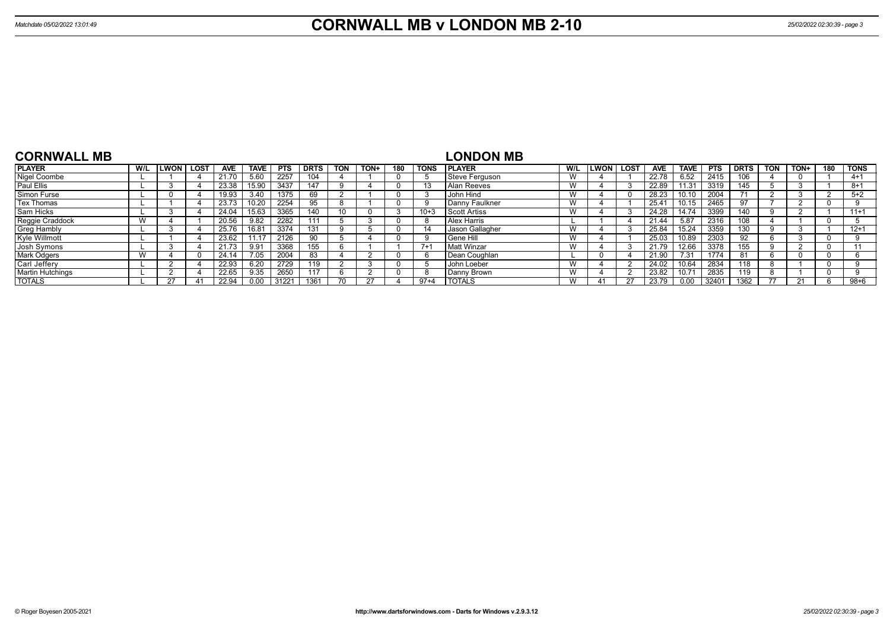# CORNWALL MB v LONDON MB 2-10

Matchdate 05/02/2022 13:01:49

## CORNWALL MB

| PLAYER | W/L | LWON | LOST | AVE | TAVE | PTS | DRTS | TON | TON+ | 180 | TONS |
|---|---|---|---|---|---|---|---|---|---|---|---|
| Nigel Coombe | L | 1 | 4 | 21.70 | 5.60 | 2257 | 104 | 4 | 1 | 0 | 5 |
| Paul Ellis | L | 3 | 4 | 23.38 | 15.90 | 3437 | 147 | 9 | 4 | 0 | 13 |
| Simon Furse | L | 0 | 4 | 19.93 | 3.40 | 1375 | 69 | 2 | 1 | 0 | 3 |
| Tex Thomas | L | 1 | 4 | 23.73 | 10.20 | 2254 | 95 | 8 | 1 | 0 | 9 |
| Sam Hicks | L | 3 | 4 | 24.04 | 15.63 | 3365 | 140 | 10 | 0 | 3 | 10+3 |
| Reggie Craddock | W | 4 | 1 | 20.56 | 9.82 | 2282 | 111 | 5 | 3 | 0 | 8 |
| Greg Hambly | L | 3 | 4 | 25.76 | 16.81 | 3374 | 131 | 9 | 5 | 0 | 14 |
| Kyle Willmott | L | 1 | 4 | 23.62 | 11.17 | 2126 | 90 | 5 | 4 | 0 | 9 |
| Josh Symons | L | 3 | 4 | 21.73 | 9.91 | 3368 | 155 | 6 | 1 | 1 | 7+1 |
| Mark Odgers | W | 4 | 0 | 24.14 | 7.05 | 2004 | 83 | 4 | 2 | 0 | 6 |
| Carl Jeffery | L | 2 | 4 | 22.93 | 6.20 | 2729 | 119 | 2 | 3 | 0 | 5 |
| Martin Hutchings | L | 2 | 4 | 22.65 | 9.35 | 2650 | 117 | 6 | 2 | 0 | 8 |
| TOTALS | L | 27 | 41 | 22.94 | 0.00 | 31221 | 1361 | 70 | 27 | 4 | 97+4 |

## LONDON MB

| PLAYER | W/L | LWON | LOST | AVE | TAVE | PTS | DRTS | TON | TON+ | 180 | TONS |
|---|---|---|---|---|---|---|---|---|---|---|---|
| Steve Ferguson | W | 4 | 1 | 22.78 | 6.52 | 2415 | 106 | 4 | 0 | 1 | 4+1 |
| Alan Reeves | W | 4 | 3 | 22.89 | 11.31 | 3319 | 145 | 5 | 3 | 1 | 8+1 |
| John Hind | W | 4 | 0 | 28.23 | 10.10 | 2004 | 71 | 2 | 3 | 2 | 5+2 |
| Danny Faulkner | W | 4 | 1 | 25.41 | 10.15 | 2465 | 97 | 7 | 2 | 0 | 9 |
| Scott Artiss | W | 4 | 3 | 24.28 | 14.74 | 3399 | 140 | 9 | 2 | 1 | 11+1 |
| Alex Harris | L | 1 | 4 | 21.44 | 5.87 | 2316 | 108 | 4 | 1 | 0 | 5 |
| Jason Gallagher | W | 4 | 3 | 25.84 | 15.24 | 3359 | 130 | 9 | 3 | 1 | 12+1 |
| Gene Hill | W | 4 | 1 | 25.03 | 10.89 | 2303 | 92 | 6 | 3 | 0 | 9 |
| Matt Winzar | W | 4 | 3 | 21.79 | 12.66 | 3378 | 155 | 9 | 2 | 0 | 11 |
| Dean Coughlan | L | 0 | 4 | 21.90 | 7.31 | 1774 | 81 | 6 | 0 | 0 | 6 |
| John Loeber | W | 4 | 2 | 24.02 | 10.64 | 2834 | 118 | 8 | 1 | 0 | 9 |
| Danny Brown | W | 4 | 2 | 23.82 | 10.71 | 2835 | 119 | 8 | 1 | 0 | 9 |
| TOTALS | W | 41 | 27 | 23.79 | 0.00 | 32401 | 1362 | 77 | 21 | 6 | 98+6 |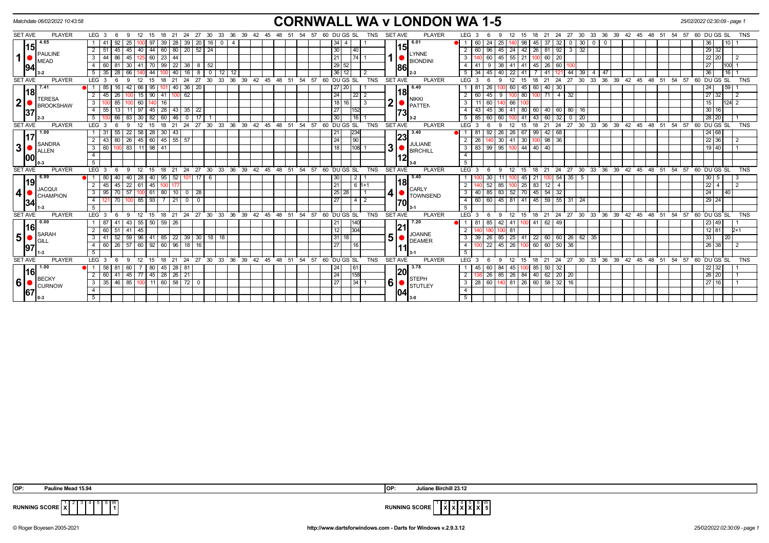# CORNWALL WA v LONDON WA 1-5

Matchdate 06/02/2022 10:43:58

25/02/2022 02:30:09 - page 1

| SET AVE | PLAYER | LEG | 3 | 6 | 9 | 12 | 15 | 18 | 21 | 24 | 27 | 30 | 33 | 36 | DU | GS | SL | TNS | SET AVE | PLAYER | LEG | 3 | 6 | 9 | 12 | 15 | 18 | 21 | 24 | 27 | 30 | 33 | 36 | 39 | 42 | DU | GS | SL | TNS |
|---|---|---|---|---|---|---|---|---|---|---|---|---|---|---|---|---|---|---|---|---|---|---|---|---|---|---|---|---|---|---|---|---|---|---|---|---|---|---|---|
| 1 15.94 | PAULINE MEAD 4.65 3-2 | 1 | 41 | 92 | 25 | 100 | 97 | 39 | 28 | 39 | 20 | 16 | 0 | 4 | 34 | 4 | | 1 | 1 15.86 | LYNNE BIONDINI 6.01 2-3 | 1 | 60 | 24 | 25 | 140 | 98 | 45 | 37 | 32 | 0 | 30 | 0 | 0 | | | 36 | | 10 | 1 |
| | | 2 | 51 | 45 | 45 | 40 | 44 | 60 | 80 | 20 | 52 | 24 | | | 30 | | 40 | | | | 2 | 60 | 96 | 45 | 24 | 42 | 26 | 81 | 92 | 3 | 32 | | | | | 29 | 32 | | |
| | | 3 | 44 | 86 | 45 | 125 | 60 | 23 | 44 | | | | | | 21 | | 74 | 1 | | | 3 | 140 | 60 | 45 | 55 | 21 | 100 | 60 | 20 | | | | | | | 22 | 20 | | 2 |
| | | 4 | 60 | 81 | 30 | 41 | 70 | 99 | 22 | 38 | 8 | 52 | | | 29 | 52 | | | | | 4 | 41 | 9 | 38 | 41 | 41 | 45 | 26 | 60 | 100 | | | | | | 27 | | 100 | 1 |
| | | 5 | 35 | 28 | 66 | 140 | 44 | 100 | 40 | 16 | 8 | 0 | 12 | 12 | 36 | 12 | | 2 | | | 5 | 34 | 45 | 40 | 22 | 41 | 7 | 41 | 121 | 44 | 39 | 4 | 47 | | | 36 | | 16 | 1 |
| 2 18.37 | TERESA BROOKSHAW 7.41 2-3 | 1 | 85 | 16 | 42 | 66 | 95 | 101 | 40 | 36 | 20 | | | | 27 | 20 | | 1 | 2 18.73 | NIKKI PATTEN 6.40 3-2 | 1 | 81 | 26 | 100 | 60 | 45 | 60 | 40 | 30 | | | | | | | 24 | | 59 | 1 |
| | | 2 | 45 | 26 | 100 | 15 | 90 | 41 | 100 | 62 | | | | | 24 | | 22 | 2 | | | 2 | 60 | 45 | 9 | 100 | 80 | 100 | 71 | 4 | 32 | | | | | | 27 | 32 | | 2 |
| | | 3 | 100 | 85 | 100 | 60 | 140 | 16 | | | | | | | 18 | 16 | | 3 | | | 3 | 11 | 60 | 140 | 66 | 100 | | | | | | | | | | 15 | | 124 | 2 |
| | | 4 | 55 | 13 | 11 | 97 | 45 | 28 | 43 | 35 | 22 | | | | 27 | | 152 | | | | 4 | 43 | 45 | 36 | 41 | 80 | 60 | 40 | 60 | 80 | 16 | | | | | 30 | 16 | | |
| | | 5 | 100 | 66 | 83 | 30 | 82 | 60 | 46 | 0 | 17 | 1 | | | 30 | | 16 | 1 | | | 5 | 85 | 60 | 60 | 100 | 41 | 43 | 60 | 32 | 0 | 20 | | | | | 28 | 20 | | 1 |
| 3 17.00 | SANDRA ALLEN 1.00 0-3 | 1 | 31 | 55 | 22 | 58 | 28 | 30 | 43 | | | | | | 21 | | 234 | | 3 23.12 | JULIANE BIRCHILL 3.40 3-0 | 1 | 81 | 92 | 26 | 26 | 67 | 99 | 42 | 68 | | | | | | | 24 | 68 | | |
| | | 2 | 43 | 80 | 26 | 45 | 60 | 45 | 55 | 57 | | | | | 24 | | 90 | | | | 2 | 26 | 140 | 30 | 41 | 30 | 100 | 98 | 36 | | | | | | | 22 | 36 | | 2 |
| | | 3 | 60 | 100 | 83 | 11 | 98 | 41 | | | | | | | 18 | | 108 | 1 | | | 3 | 83 | 99 | 95 | 100 | 44 | 40 | 40 | | | | | | | | 19 | 40 | | 1 |
| 4 19.34 | JACQUI CHAMPION 6.99 1-3 | 1 | 80 | 40 | 40 | 28 | 40 | 95 | 52 | 101 | 17 | 6 | | | 30 | | 2 | 1 | 4 18.70 | CARLY TOWNSEND 5.40 3-1 | 1 | 100 | 30 | 11 | 100 | 45 | 21 | 100 | 54 | 35 | 5 | | | | | 30 | 5 | | 3 |
| | | 2 | 45 | 45 | 22 | 61 | 45 | 100 | 177 | | | | | | 21 | | 6 | 1+1 | | | 2 | 140 | 52 | 85 | 100 | 25 | 83 | 12 | 4 | | | | | | | 22 | 4 | | 2 |
| | | 3 | 95 | 70 | 57 | 100 | 61 | 80 | 10 | 0 | 28 | | | | 25 | 28 | | 1 | | | 3 | 40 | 85 | 83 | 52 | 70 | 45 | 54 | 32 | | | | | | | 24 | | 40 | |
| | | 4 | 121 | 70 | 100 | 85 | 93 | 7 | 21 | 0 | 0 | | | | 27 | | 4 | 2 | | | 4 | 60 | 60 | 45 | 81 | 41 | 45 | 59 | 55 | 31 | 24 | | | | | 29 | 24 | | |
| 5 16.97 | SARAH GILL 0.00 1-3 | 1 | 87 | 41 | 43 | 55 | 50 | 59 | 26 | | | | | | 21 | | 140 | | 5 21.11 | JOANNE DEAMER 7.20 3-1 | 1 | 81 | 85 | 42 | 41 | 100 | 41 | 62 | 49 | | | | | | | 23 | 49 | | 1 |
| | | 2 | 60 | 51 | 41 | 45 | | | | | | | | | 12 | | 304 | | | | 2 | 140 | 180 | 100 | 81 | | | | | | | | | | | 12 | 81 | | 2+1 |
| | | 3 | 41 | 52 | 59 | 96 | 41 | 85 | 22 | 39 | 30 | 18 | 18 | | 31 | 18 | | | | | 3 | 39 | 26 | 85 | 25 | 41 | 22 | 60 | 60 | 26 | 62 | 35 | | | | 33 | | 20 | |
| | | 4 | 60 | 26 | 57 | 60 | 92 | 60 | 96 | 18 | 16 | | | | 27 | | 16 | | | | 4 | 100 | 22 | 45 | 26 | 100 | 60 | 60 | 50 | 38 | | | | | | 26 | 38 | | 2 |
| 6 16.67 | BECKY CURNOW 1.00 0-3 | 1 | 58 | 81 | 60 | 7 | 80 | 45 | 28 | 81 | | | | | 24 | | 61 | | 6 20.04 | STEPH STUTLEY 3.78 3-0 | 1 | 45 | 60 | 84 | 45 | 100 | 85 | 50 | 32 | | | | | | | 22 | 32 | | 1 |
| | | 2 | 60 | 41 | 45 | 77 | 45 | 28 | 26 | 21 | | | | | 24 | | 158 | | | | 2 | 138 | 26 | 85 | 26 | 84 | 40 | 62 | 20 | 20 | | | | | | 26 | 20 | | 1 |
| | | 3 | 35 | 46 | 85 | 100 | 11 | 60 | 58 | 72 | 0 | | | | 27 | | 34 | 1 | | | 3 | 28 | 60 | 140 | 81 | 26 | 60 | 58 | 32 | 16 | | | | | | 27 | 16 | | 1 |

OP: Pauline Mead 15.94

OP: Juliane Birchill 23.12

RUNNING SCORE (Cornwall): 1: X | W: 1

RUNNING SCORE (London): 2: X, 3: X, 4: X, 5: X, 6: X | W: 5

© Roger Boyesen 2005-2021 http://www.dartsforwindows.com - Darts for Windows v.2.9.3.12 25/02/2022 02:30:09 - page 1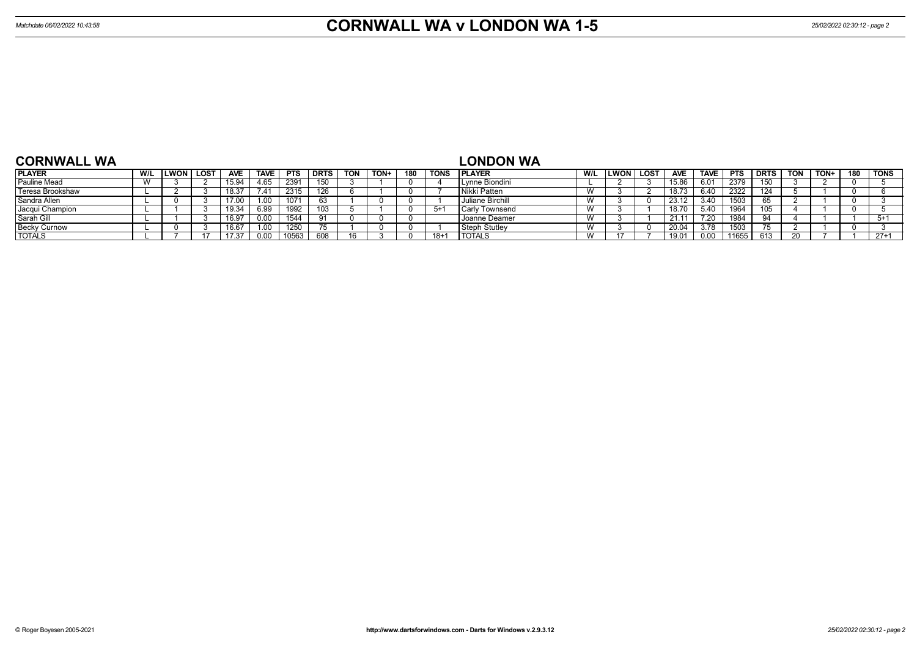# CORNWALL WA v LONDON WA 1-5

Matchdate 06/02/2022 10:43:58

## CORNWALL WA

| PLAYER | W/L | LWON | LOST | AVE | TAVE | PTS | DRTS | TON | TON+ | 180 | TONS |
|---|---|---|---|---|---|---|---|---|---|---|---|
| Pauline Mead | W | 3 | 2 | 15.94 | 4.65 | 2391 | 150 | 3 | 1 | 0 | 4 |
| Teresa Brookshaw | L | 2 | 3 | 18.37 | 7.41 | 2315 | 126 | 6 | 1 | 0 | 7 |
| Sandra Allen | L | 0 | 3 | 17.00 | 1.00 | 1071 | 63 | 1 | 0 | 0 | 1 |
| Jacqui Champion | L | 1 | 3 | 19.34 | 6.99 | 1992 | 103 | 5 | 1 | 0 | 5+1 |
| Sarah Gill | L | 1 | 3 | 16.97 | 0.00 | 1544 | 91 | 0 | 0 | 0 | |
| Becky Curnow | L | 0 | 3 | 16.67 | 1.00 | 1250 | 75 | 1 | 0 | 0 | 1 |
| TOTALS | L | 7 | 17 | 17.37 | 0.00 | 10563 | 608 | 16 | 3 | 0 | 18+1 |

## LONDON WA

| PLAYER | W/L | LWON | LOST | AVE | TAVE | PTS | DRTS | TON | TON+ | 180 | TONS |
|---|---|---|---|---|---|---|---|---|---|---|---|
| Lynne Biondini | L | 2 | 3 | 15.86 | 6.01 | 2379 | 150 | 3 | 2 | 0 | 5 |
| Nikki Patten | W | 3 | 2 | 18.73 | 6.40 | 2322 | 124 | 5 | 1 | 0 | 6 |
| Juliane Birchill | W | 3 | 0 | 23.12 | 3.40 | 1503 | 65 | 2 | 1 | 0 | 3 |
| Carly Townsend | W | 3 | 1 | 18.70 | 5.40 | 1964 | 105 | 4 | 1 | 0 | 5 |
| Joanne Deamer | W | 3 | 1 | 21.11 | 7.20 | 1984 | 94 | 4 | 1 | 1 | 5+1 |
| Steph Stutley | W | 3 | 0 | 20.04 | 3.78 | 1503 | 75 | 2 | 1 | 0 | 3 |
| TOTALS | W | 17 | 7 | 19.01 | 0.00 | 11655 | 613 | 20 | 7 | 1 | 27+1 |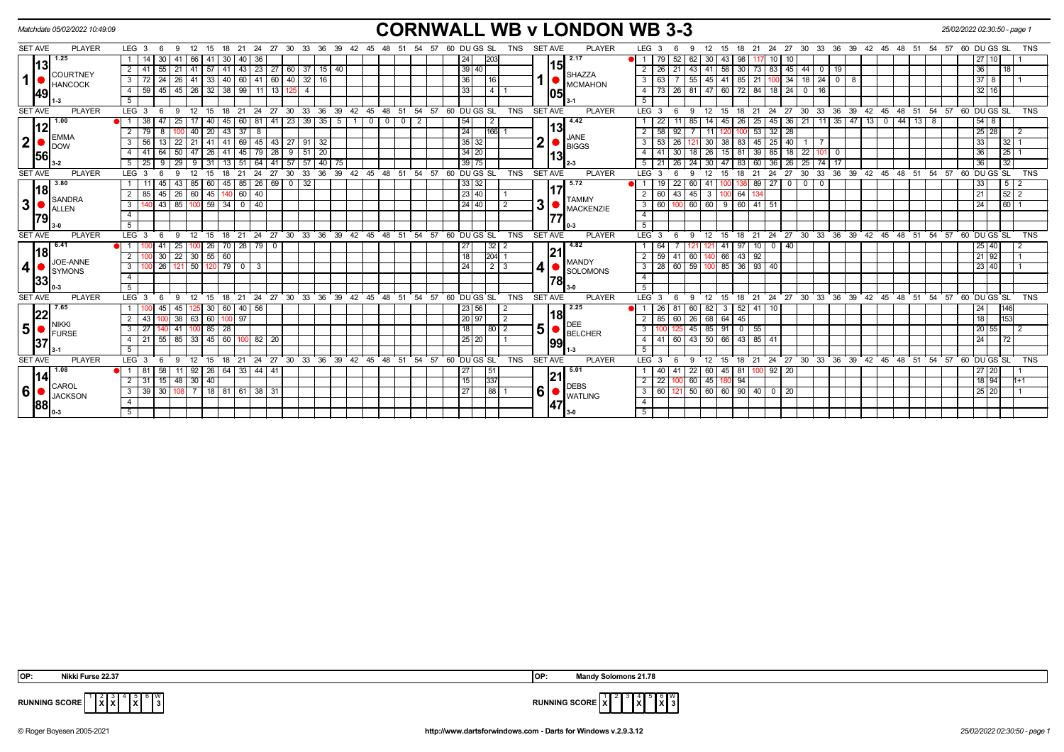Matchdate 05/02/2022 10:49:09

# CORNWALL WB v LONDON WB 3-3

25/02/2022 02:30:50

## Set 1

**Home:** COURTNEY HANCOCK — SET AVE 13.49 (1.25), Result 1-3

| LEG | 3 | 6 | 9 | 12 | 15 | 18 | 21 | 24 | 27 | 30 | 33 | 36 | 39 | DU | GS | SL | TNS |
|---|---|---|---|---|---|---|---|---|---|---|---|---|---|---|---|---|---|
| 1 | 14 | 30 | 41 | 66 | 41 | 30 | 40 | 36 | | | | | | | 24 | 203 | |
| 2 | 41 | 55 | 21 | 41 | 57 | 41 | 43 | 23 | 27 | 60 | 37 | 15 | 40 | 39 | 40 | | |
| 3 | 72 | 24 | 26 | 41 | 33 | 40 | 60 | 41 | 60 | 40 | 32 | 16 | | | 36 | 16 | |
| 4 | 59 | 45 | 45 | 26 | 32 | 38 | 99 | 11 | 13 | 125 | 4 | | | | 33 | 4 | 1 |

**Away:** SHAZZA MCMAHON — SET AVE 15.05 (2.17), Result 3-1

| LEG | 3 | 6 | 9 | 12 | 15 | 18 | 21 | 24 | 27 | 30 | 33 | 36 | 39 | DU | GS | SL | TNS |
|---|---|---|---|---|---|---|---|---|---|---|---|---|---|---|---|---|---|
| 1 | 79 | 52 | 62 | 30 | 43 | 98 | 117 | 10 | 10 | | | | | 27 | 10 | | 1 |
| 2 | 26 | 21 | 43 | 41 | 58 | 30 | 73 | 83 | 45 | 44 | 0 | 19 | | | 36 | 18 | |
| 3 | 63 | 7 | 55 | 45 | 41 | 85 | 21 | 100 | 34 | 18 | 24 | 0 | 8 | 37 | 8 | | 1 |
| 4 | 73 | 26 | 81 | 47 | 60 | 72 | 84 | 18 | 24 | 0 | 16 | | | 32 | 16 | | |

## Set 2

**Home:** EMMA DOW — SET AVE 12.56 (1.00), Result 3-2

| LEG | 3 | 6 | 9 | 12 | 15 | 18 | 21 | 24 | 27 | 30 | 33 | 36 | 39 | 42 | 45 | 48 | 51 | 54 | DU | GS | SL | TNS |
|---|---|---|---|---|---|---|---|---|---|---|---|---|---|---|---|---|---|---|---|---|---|---|
| 1 | 38 | 47 | 25 | 17 | 40 | 45 | 60 | 81 | 41 | 23 | 39 | 35 | 5 | 1 | 0 | 0 | 0 | 2 | 54 | 2 | | |
| 2 | 79 | 8 | 100 | 40 | 20 | 43 | 37 | 8 | | | | | | | | | | | | 24 | 166 | 1 |
| 3 | 56 | 13 | 22 | 21 | 41 | 41 | 69 | 45 | 43 | 27 | 91 | 32 | | | | | | | 35 | 32 | | |
| 4 | 41 | 64 | 50 | 47 | 26 | 41 | 45 | 79 | 28 | 9 | 51 | 20 | | | | | | | 34 | 20 | | |
| 5 | 25 | 9 | 29 | 9 | 31 | 13 | 51 | 64 | 41 | 57 | 57 | 40 | 75 | | | | | | 39 | 75 | | |

**Away:** JANE BIGGS — SET AVE 13.13 (4.42), Result 2-3

| LEG | 3 | 6 | 9 | 12 | 15 | 18 | 21 | 24 | 27 | 30 | 33 | 36 | 39 | 42 | 45 | 48 | 51 | 54 | DU | GS | SL | TNS |
|---|---|---|---|---|---|---|---|---|---|---|---|---|---|---|---|---|---|---|---|---|---|---|
| 1 | 22 | 11 | 85 | 14 | 45 | 26 | 25 | 45 | 36 | 21 | 11 | 35 | 47 | 13 | 0 | 44 | 13 | 8 | 54 | 8 | | |
| 2 | 58 | 92 | 7 | 11 | 120 | 100 | 53 | 32 | 28 | | | | | | | | | | 25 | 28 | | 2 |
| 3 | 53 | 26 | 121 | 30 | 38 | 83 | 45 | 25 | 40 | 1 | 7 | | | | | | | | | 33 | 32 | 1 |
| 4 | 41 | 30 | 18 | 26 | 15 | 81 | 39 | 85 | 18 | 22 | 101 | 0 | | | | | | | | 36 | 25 | 1 |
| 5 | 21 | 26 | 24 | 30 | 47 | 83 | 60 | 36 | 26 | 25 | 74 | 17 | | | | | | | | 36 | 32 | |

## Set 3

**Home:** SANDRA ALLEN — SET AVE 18.79 (3.80), Result 3-0

| LEG | 3 | 6 | 9 | 12 | 15 | 18 | 21 | 24 | 27 | 30 | 33 | DU | GS | SL | TNS |
|---|---|---|---|---|---|---|---|---|---|---|---|---|---|---|---|
| 1 | 11 | 45 | 43 | 85 | 60 | 45 | 85 | 26 | 69 | 0 | 32 | 33 | 32 | | |
| 2 | 85 | 45 | 26 | 60 | 45 | 140 | 60 | 40 | | | | 23 | 40 | | 1 |
| 3 | 140 | 43 | 85 | 100 | 59 | 34 | 0 | 40 | | | | 24 | 40 | | 2 |

**Away:** TAMMY MACKENZIE — SET AVE 17.77 (5.72), Result 0-3

| LEG | 3 | 6 | 9 | 12 | 15 | 18 | 21 | 24 | 27 | 30 | 33 | DU | GS | SL | TNS |
|---|---|---|---|---|---|---|---|---|---|---|---|---|---|---|---|
| 1 | 19 | 22 | 60 | 41 | 100 | 138 | 89 | 27 | 0 | 0 | 0 | | 33 | 5 | 2 |
| 2 | 60 | 43 | 45 | 3 | 100 | 64 | 134 | | | | | | 21 | 52 | 2 |
| 3 | 60 | 100 | 60 | 60 | 9 | 60 | 41 | 51 | | | | | 24 | 60 | 1 |

## Set 4

**Home:** JOE-ANNE SYMONS — SET AVE 18.33 (6.41), Result 0-3

| LEG | 3 | 6 | 9 | 12 | 15 | 18 | 21 | 24 | 27 | DU | GS | SL | TNS |
|---|---|---|---|---|---|---|---|---|---|---|---|---|---|
| 1 | 100 | 41 | 25 | 100 | 26 | 70 | 28 | 79 | 0 | | 27 | 32 | 2 |
| 2 | 100 | 30 | 22 | 30 | 55 | 60 | | | | | 18 | 204 | 1 |
| 3 | 100 | 26 | 121 | 50 | 120 | 79 | 0 | 3 | | | 24 | 2 | 3 |

**Away:** MANDY SOLOMONS — SET AVE 21.78 (4.82), Result 3-0

| LEG | 3 | 6 | 9 | 12 | 15 | 18 | 21 | 24 | 27 | DU | GS | SL | TNS |
|---|---|---|---|---|---|---|---|---|---|---|---|---|---|
| 1 | 64 | 7 | 121 | 121 | 41 | 97 | 10 | 0 | 40 | 25 | 40 | | 2 |
| 2 | 59 | 41 | 60 | 140 | 66 | 43 | 92 | | | 21 | 92 | | 1 |
| 3 | 28 | 60 | 59 | 100 | 85 | 36 | 93 | 40 | | 23 | 40 | | 1 |

## Set 5

**Home:** NIKKI FURSE — SET AVE 22.37 (7.65), Result 3-1

| LEG | 3 | 6 | 9 | 12 | 15 | 18 | 21 | 24 | 27 | DU | GS | SL | TNS |
|---|---|---|---|---|---|---|---|---|---|---|---|---|---|
| 1 | 100 | 45 | 45 | 125 | 30 | 60 | 40 | 56 | | 23 | 56 | | 2 |
| 2 | 43 | 100 | 38 | 63 | 60 | 100 | 97 | | | 20 | 97 | | 2 |
| 3 | 27 | 140 | 41 | 100 | 85 | 28 | | | | | 18 | 80 | 2 |
| 4 | 21 | 55 | 85 | 33 | 45 | 60 | 100 | 82 | 20 | 25 | 20 | | 1 |

**Away:** DEE BELCHER — SET AVE 18.99 (2.25), Result 1-3

| LEG | 3 | 6 | 9 | 12 | 15 | 18 | 21 | 24 | 27 | DU | GS | SL | TNS |
|---|---|---|---|---|---|---|---|---|---|---|---|---|---|
| 1 | 26 | 81 | 60 | 82 | 3 | 52 | 41 | 10 | | | 24 | 146 | |
| 2 | 85 | 60 | 26 | 68 | 64 | 45 | | | | | 18 | 153 | |
| 3 | 100 | 125 | 45 | 85 | 91 | 0 | 55 | | | 20 | 55 | | 2 |
| 4 | 41 | 60 | 43 | 50 | 66 | 43 | 85 | 41 | | | 24 | 72 | |

## Set 6

**Home:** CAROL JACKSON — SET AVE 14.88 (1.08), Result 0-3

| LEG | 3 | 6 | 9 | 12 | 15 | 18 | 21 | 24 | 27 | DU | GS | SL | TNS |
|---|---|---|---|---|---|---|---|---|---|---|---|---|---|
| 1 | 81 | 58 | 11 | 92 | 26 | 64 | 33 | 44 | 41 | | 27 | 51 | |
| 2 | 31 | 15 | 48 | 30 | 40 | | | | | | 15 | 337 | |
| 3 | 39 | 30 | 108 | 7 | 18 | 81 | 61 | 38 | 31 | | 27 | 88 | 1 |

**Away:** DEBS WATLING — SET AVE 21.47 (5.01), Result 3-0

| LEG | 3 | 6 | 9 | 12 | 15 | 18 | 21 | 24 | 27 | DU | GS | SL | TNS |
|---|---|---|---|---|---|---|---|---|---|---|---|---|---|
| 1 | 40 | 41 | 22 | 60 | 45 | 81 | 100 | 92 | 20 | 27 | 20 | | 1 |
| 2 | 22 | 100 | 60 | 45 | 180 | 94 | | | | 18 | 94 | | 1+1 |
| 3 | 60 | 121 | 50 | 60 | 60 | 90 | 40 | 0 | 20 | 25 | 20 | | 1 |

**OP:** Nikki Furse 22.37

**OP:** Mandy Solomons 21.78

**RUNNING SCORE (Home):**

| 1 | 2 | 3 | 4 | 5 | 6 | W |
|---|---|---|---|---|---|---|
| | X | X | | X | | 3 |

**RUNNING SCORE (Away):**

| 1 | 2 | 3 | 4 | 5 | 6 | W |
|---|---|---|---|---|---|---|
| X | | | X | | X | 3 |

© Roger Boyesen 2005-2021 — http://www.dartsforwindows.com - Darts for Windows v.2.9.3.12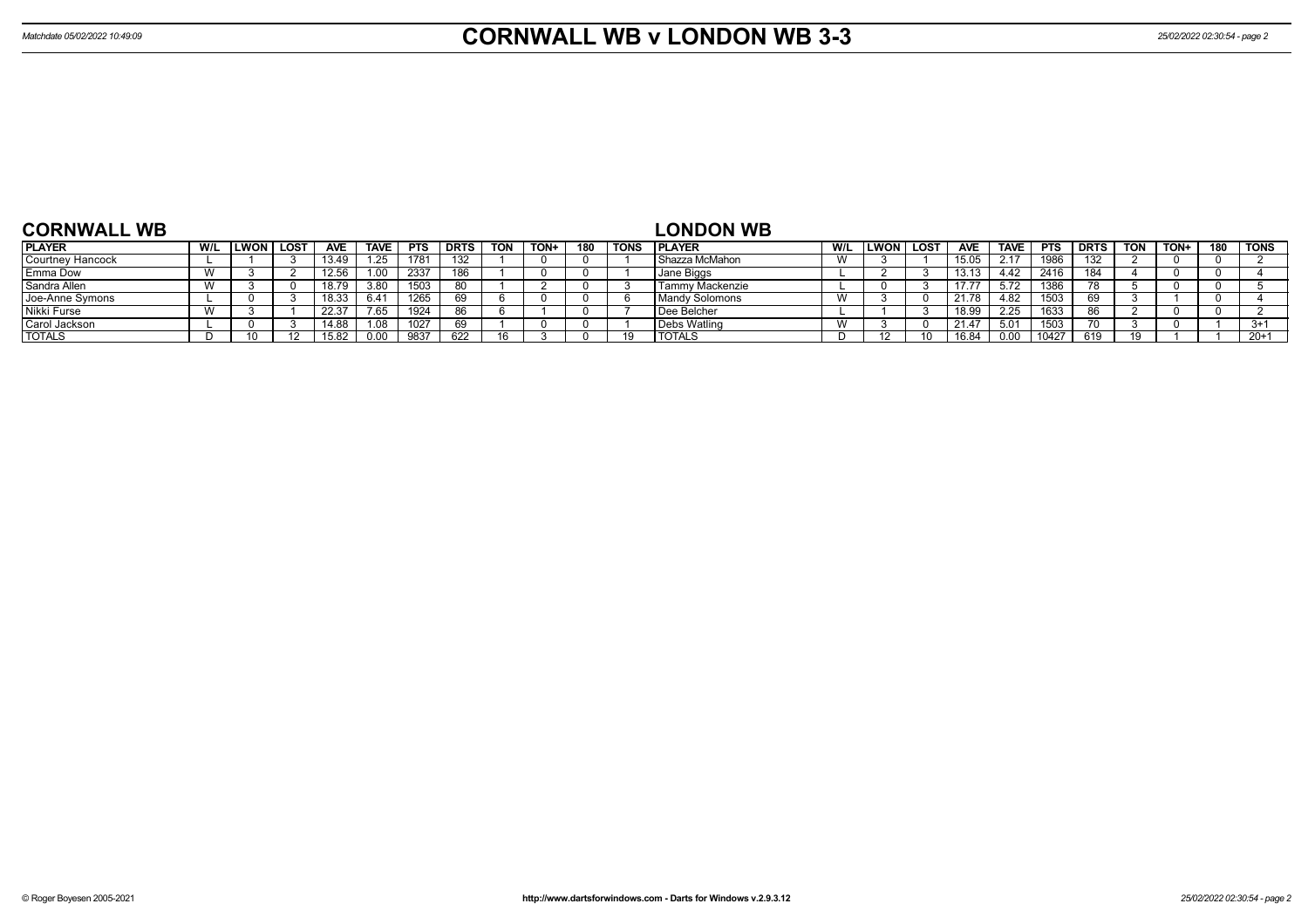# CORNWALL WB v LONDON WB 3-3

Matchdate 05/02/2022 10:49:09

## CORNWALL WB

| PLAYER | W/L | LWON | LOST | AVE | TAVE | PTS | DRTS | TON | TON+ | 180 | TONS |
|---|---|---|---|---|---|---|---|---|---|---|---|
| Courtney Hancock | L | 1 | 3 | 13.49 | 1.25 | 1781 | 132 | 1 | 0 | 0 | 1 |
| Emma Dow | W | 3 | 2 | 12.56 | 1.00 | 2337 | 186 | 1 | 0 | 0 | 1 |
| Sandra Allen | W | 3 | 0 | 18.79 | 3.80 | 1503 | 80 | 1 | 2 | 0 | 3 |
| Joe-Anne Symons | L | 0 | 3 | 18.33 | 6.41 | 1265 | 69 | 6 | 0 | 0 | 6 |
| Nikki Furse | W | 3 | 1 | 22.37 | 7.65 | 1924 | 86 | 6 | 1 | 0 | 7 |
| Carol Jackson | L | 0 | 3 | 14.88 | 1.08 | 1027 | 69 | 1 | 0 | 0 | 1 |
| TOTALS | D | 10 | 12 | 15.82 | 0.00 | 9837 | 622 | 16 | 3 | 0 | 19 |

## LONDON WB

| PLAYER | W/L | LWON | LOST | AVE | TAVE | PTS | DRTS | TON | TON+ | 180 | TONS |
|---|---|---|---|---|---|---|---|---|---|---|---|
| Shazza McMahon | W | 3 | 1 | 15.05 | 2.17 | 1986 | 132 | 2 | 0 | 0 | 2 |
| Jane Biggs | L | 2 | 3 | 13.13 | 4.42 | 2416 | 184 | 4 | 0 | 0 | 4 |
| Tammy Mackenzie | L | 0 | 3 | 17.77 | 5.72 | 1386 | 78 | 5 | 0 | 0 | 5 |
| Mandy Solomons | W | 3 | 0 | 21.78 | 4.82 | 1503 | 69 | 3 | 1 | 0 | 4 |
| Dee Belcher | L | 1 | 3 | 18.99 | 2.25 | 1633 | 86 | 2 | 0 | 0 | 2 |
| Debs Watling | W | 3 | 0 | 21.47 | 5.01 | 1503 | 70 | 3 | 0 | 1 | 3+1 |
| TOTALS | D | 12 | 10 | 16.84 | 0.00 | 10427 | 619 | 19 | 1 | 1 | 20+1 |